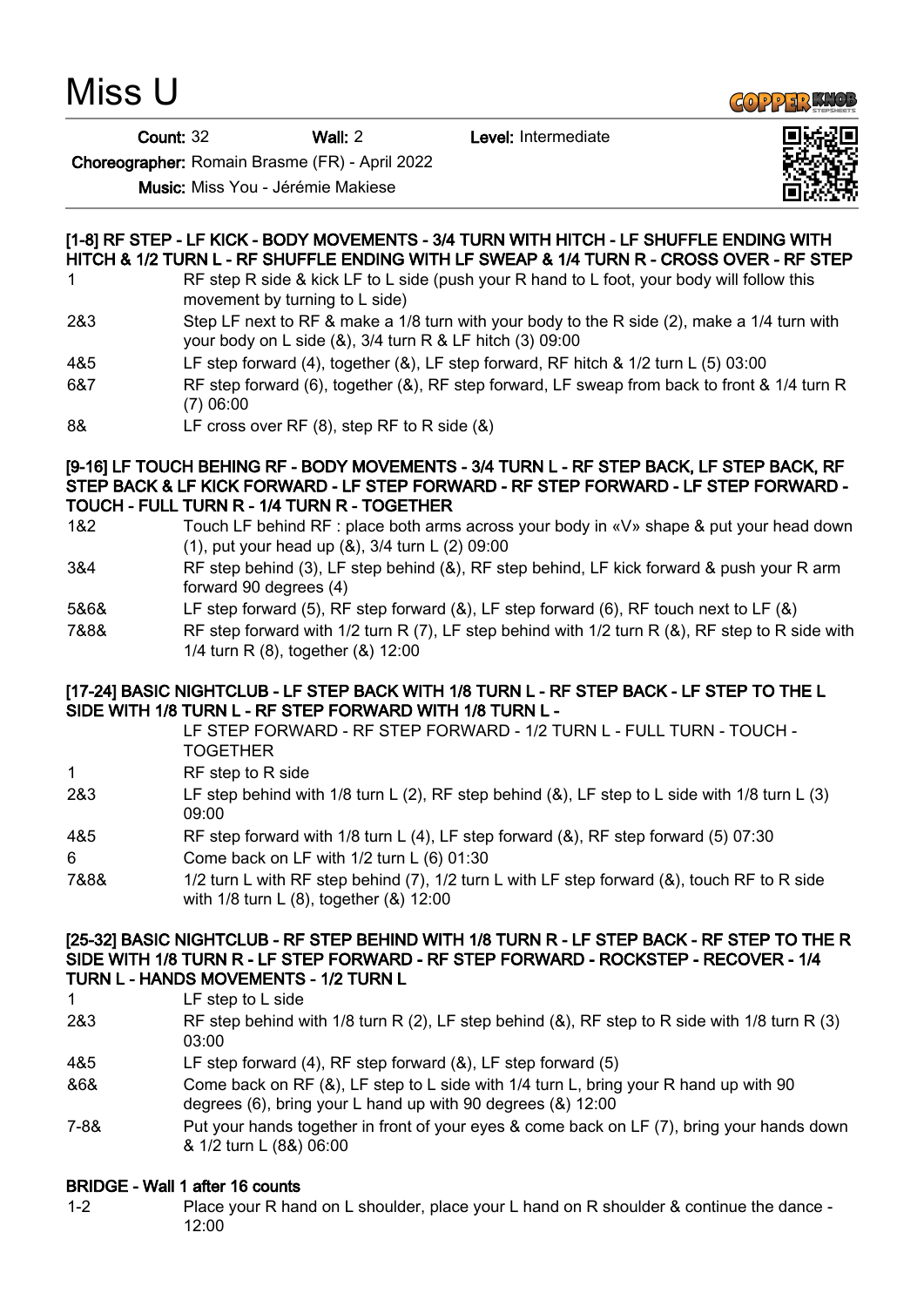# Miss U

**Count:** 32 **Wall:** 2 **Level:** Intermediate

**Choreographer:** Romain Brasme (FR) - April 2022

**Music:** Miss You - Jérémie Makiese

### [1-8] RF STEP - LF KICK - BODY MOVEMENTS - 3/4 TURN WITH HITCH - LF SHUFFLE ENDING WITH HITCH & 1/2 TURN L - RF SHUFFLE ENDING WITH LF SWEAP & 1/4 TURN R - CROSS OVER - RF STEP

| | |
|---|---|
| 1 | RF step R side & kick LF to L side (push your R hand to L foot, your body will follow this movement by turning to L side) |
| 2&3 | Step LF next to RF & make a 1/8 turn with your body to the R side (2), make a 1/4 turn with your body on L side (&), 3/4 turn R & LF hitch (3) 09:00 |
| 4&5 | LF step forward (4), together (&), LF step forward, RF hitch & 1/2 turn L (5) 03:00 |
| 6&7 | RF step forward (6), together (&), RF step forward, LF sweap from back to front & 1/4 turn R (7) 06:00 |
| 8& | LF cross over RF (8), step RF to R side (&) |

### [9-16] LF TOUCH BEHING RF - BODY MOVEMENTS - 3/4 TURN L - RF STEP BACK, LF STEP BACK, RF STEP BACK & LF KICK FORWARD - LF STEP FORWARD - RF STEP FORWARD - LF STEP FORWARD - TOUCH - FULL TURN R - 1/4 TURN R - TOGETHER

| | |
|---|---|
| 1&2 | Touch LF behind RF : place both arms across your body in «V» shape & put your head down (1), put your head up (&), 3/4 turn L (2) 09:00 |
| 3&4 | RF step behind (3), LF step behind (&), RF step behind, LF kick forward & push your R arm forward 90 degrees (4) |
| 5&6& | LF step forward (5), RF step forward (&), LF step forward (6), RF touch next to LF (&) |
| 7&8& | RF step forward with 1/2 turn R (7), LF step behind with 1/2 turn R (&), RF step to R side with 1/4 turn R (8), together (&) 12:00 |

### [17-24] BASIC NIGHTCLUB - LF STEP BACK WITH 1/8 TURN L - RF STEP BACK - LF STEP TO THE L SIDE WITH 1/8 TURN L - RF STEP FORWARD WITH 1/8 TURN L - LF STEP FORWARD - RF STEP FORWARD - 1/2 TURN L - FULL TURN - TOUCH - TOGETHER

| | |
|---|---|
| 1 | RF step to R side |
| 2&3 | LF step behind with 1/8 turn L (2), RF step behind (&), LF step to L side with 1/8 turn L (3) 09:00 |
| 4&5 | RF step forward with 1/8 turn L (4), LF step forward (&), RF step forward (5) 07:30 |
| 6 | Come back on LF with 1/2 turn L (6) 01:30 |
| 7&8& | 1/2 turn L with RF step behind (7), 1/2 turn L with LF step forward (&), touch RF to R side with 1/8 turn L (8), together (&) 12:00 |

### [25-32] BASIC NIGHTCLUB - RF STEP BEHIND WITH 1/8 TURN R - LF STEP BACK - RF STEP TO THE R SIDE WITH 1/8 TURN R - LF STEP FORWARD - RF STEP FORWARD - ROCKSTEP - RECOVER - 1/4 TURN L - HANDS MOVEMENTS - 1/2 TURN L

| | |
|---|---|
| 1 | LF step to L side |
| 2&3 | RF step behind with 1/8 turn R (2), LF step behind (&), RF step to R side with 1/8 turn R (3) 03:00 |
| 4&5 | LF step forward (4), RF step forward (&), LF step forward (5) |
| &6& | Come back on RF (&), LF step to L side with 1/4 turn L, bring your R hand up with 90 degrees (6), bring your L hand up with 90 degrees (&) 12:00 |
| 7-8& | Put your hands together in front of your eyes & come back on LF (7), bring your hands down & 1/2 turn L (8&) 06:00 |

### BRIDGE - Wall 1 after 16 counts

| | |
|---|---|
| 1-2 | Place your R hand on L shoulder, place your L hand on R shoulder & continue the dance - 12:00 |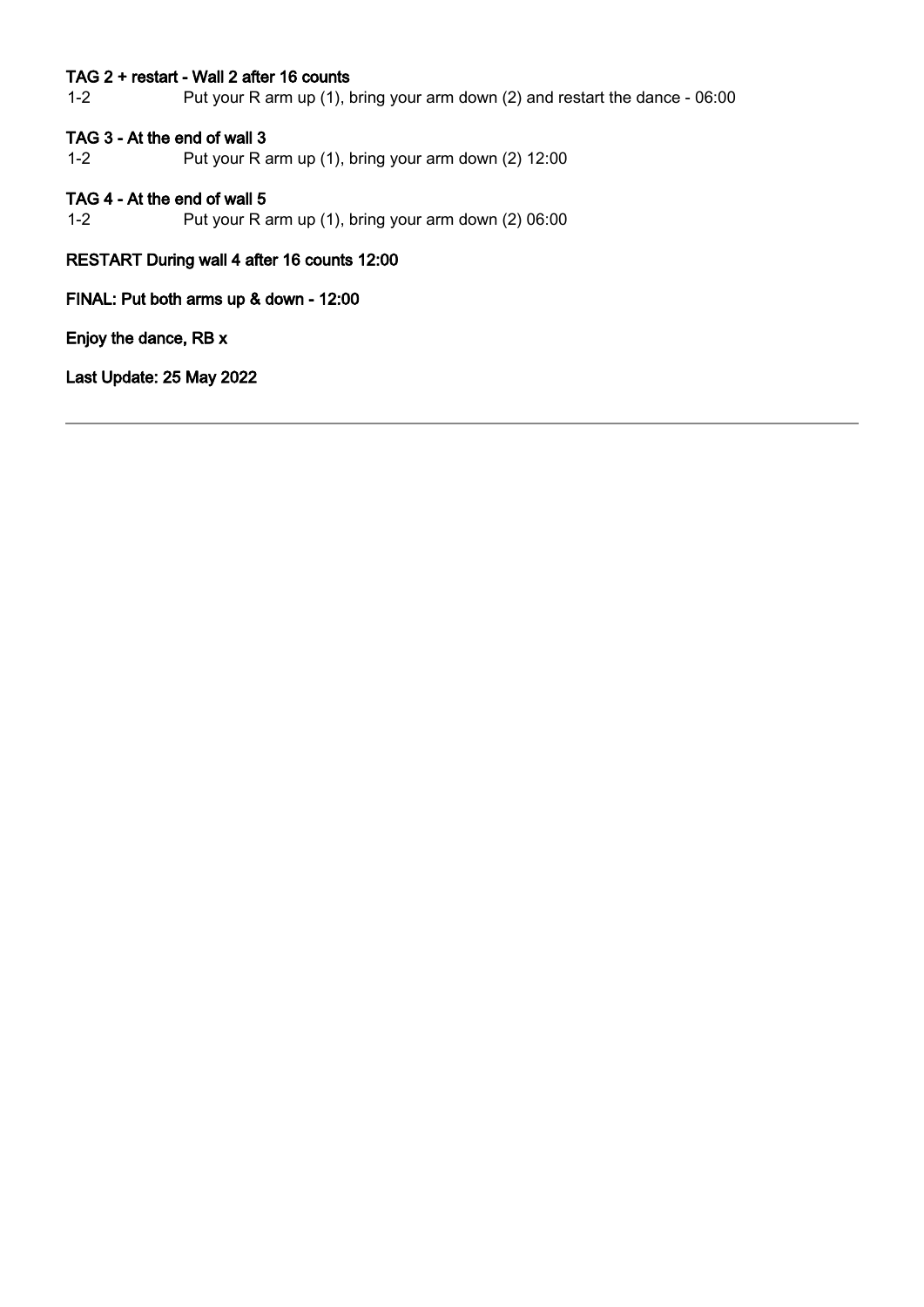**TAG 2 + restart - Wall 2 after 16 counts**

1-2 Put your R arm up (1), bring your arm down (2) and restart the dance - 06:00

**TAG 3 - At the end of wall 3**

1-2 Put your R arm up (1), bring your arm down (2) 12:00

**TAG 4 - At the end of wall 5**

1-2 Put your R arm up (1), bring your arm down (2) 06:00

**RESTART During wall 4 after 16 counts 12:00**

**FINAL: Put both arms up & down - 12:00**

**Enjoy the dance, RB x**

**Last Update: 25 May 2022**